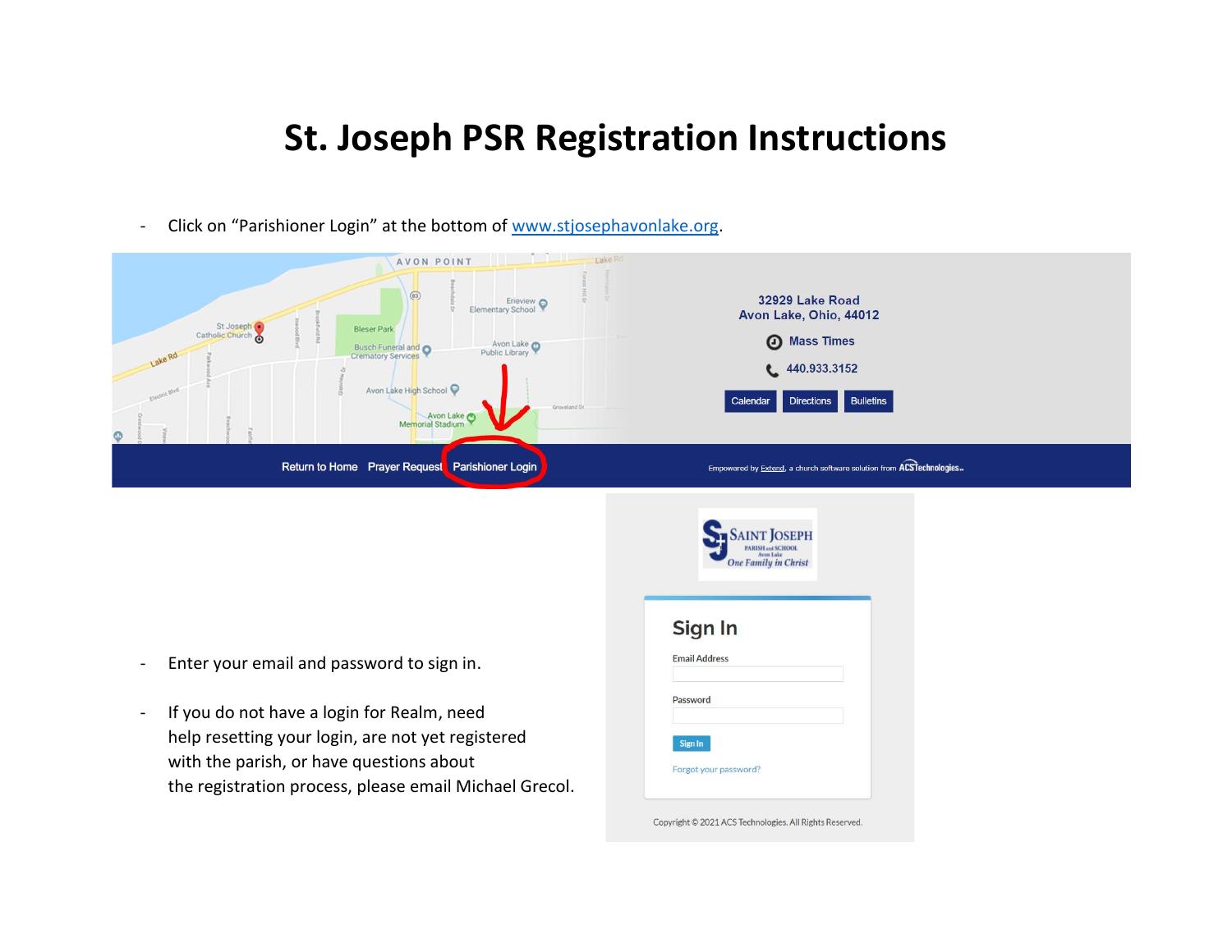# St. Joseph PSR Registration Instructions

- Click on "Parishioner Login" at the bottom of www.stjosephavonlake.org.

- Enter your email and password to sign in.

- If you do not have a login for Realm, need help resetting your login, are not yet registered with the parish, or have questions about the registration process, please email Michael Grecol.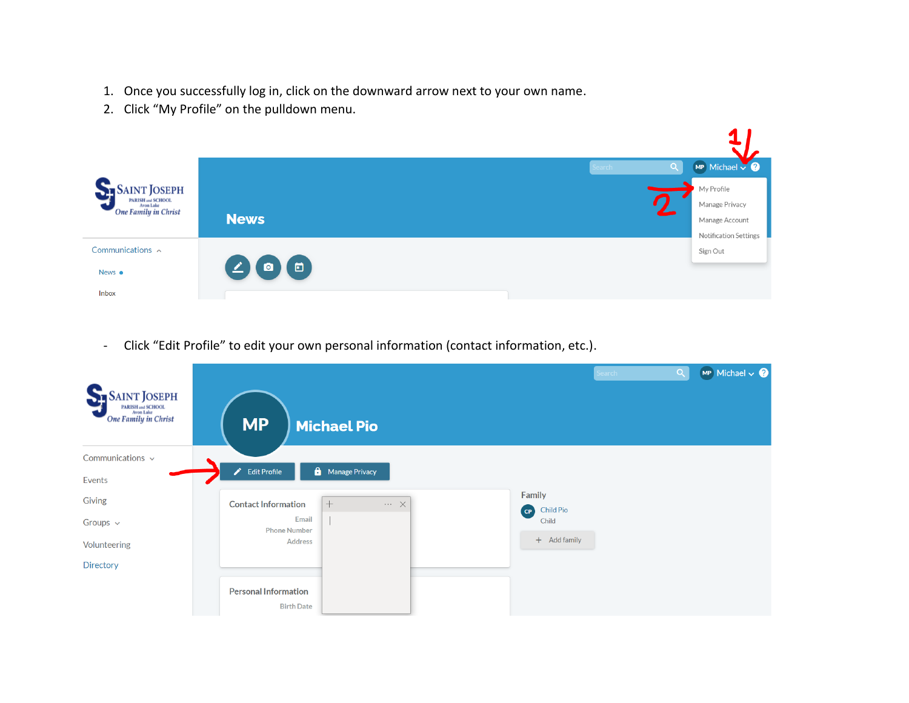1. Once you successfully log in, click on the downward arrow next to your own name.
2. Click “My Profile” on the pulldown menu.

- Click “Edit Profile” to edit your own personal information (contact information, etc.).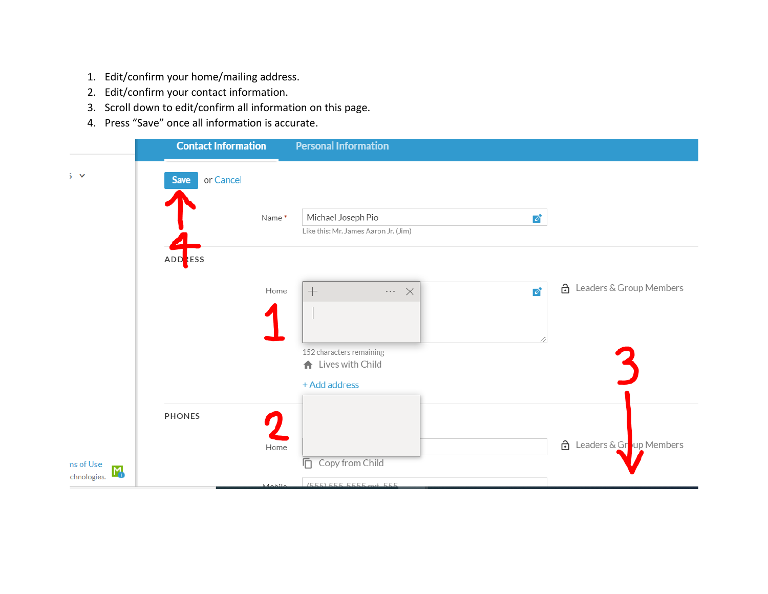1. Edit/confirm your home/mailing address.
2. Edit/confirm your contact information.
3. Scroll down to edit/confirm all information on this page.
4. Press "Save" once all information is accurate.

Contact Information    Personal Information

Save or Cancel

Name * Michael Joseph Pio

Like this: Mr. James Aaron Jr. (Jim)

ADDRESS

Home

152 characters remaining

Lives with Child

+ Add address

Leaders & Group Members

PHONES

Home

Copy from Child

Leaders & Group Members

Mobile (555) 555-5555 ext. 555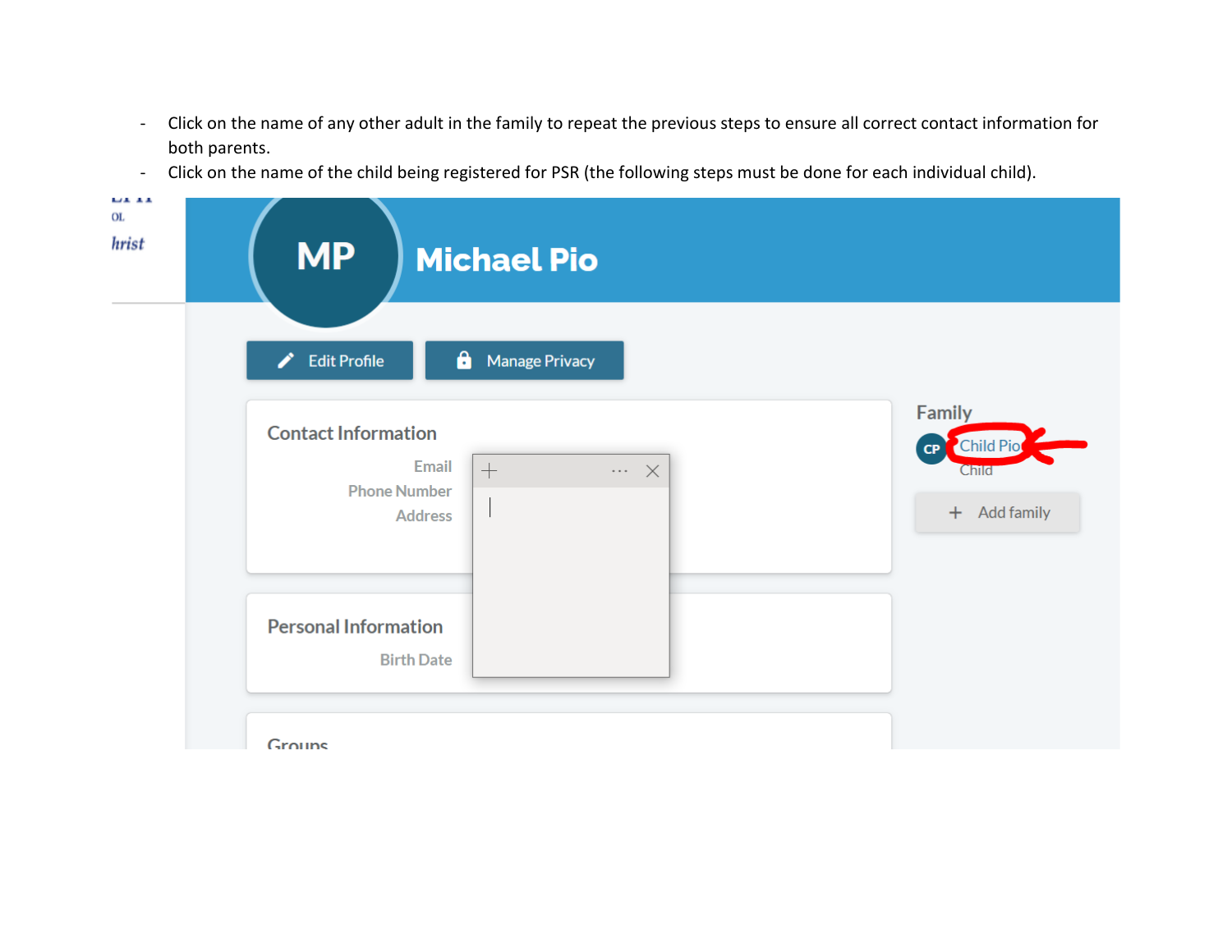- Click on the name of any other adult in the family to repeat the previous steps to ensure all correct contact information for both parents.
- Click on the name of the child being registered for PSR (the following steps must be done for each individual child).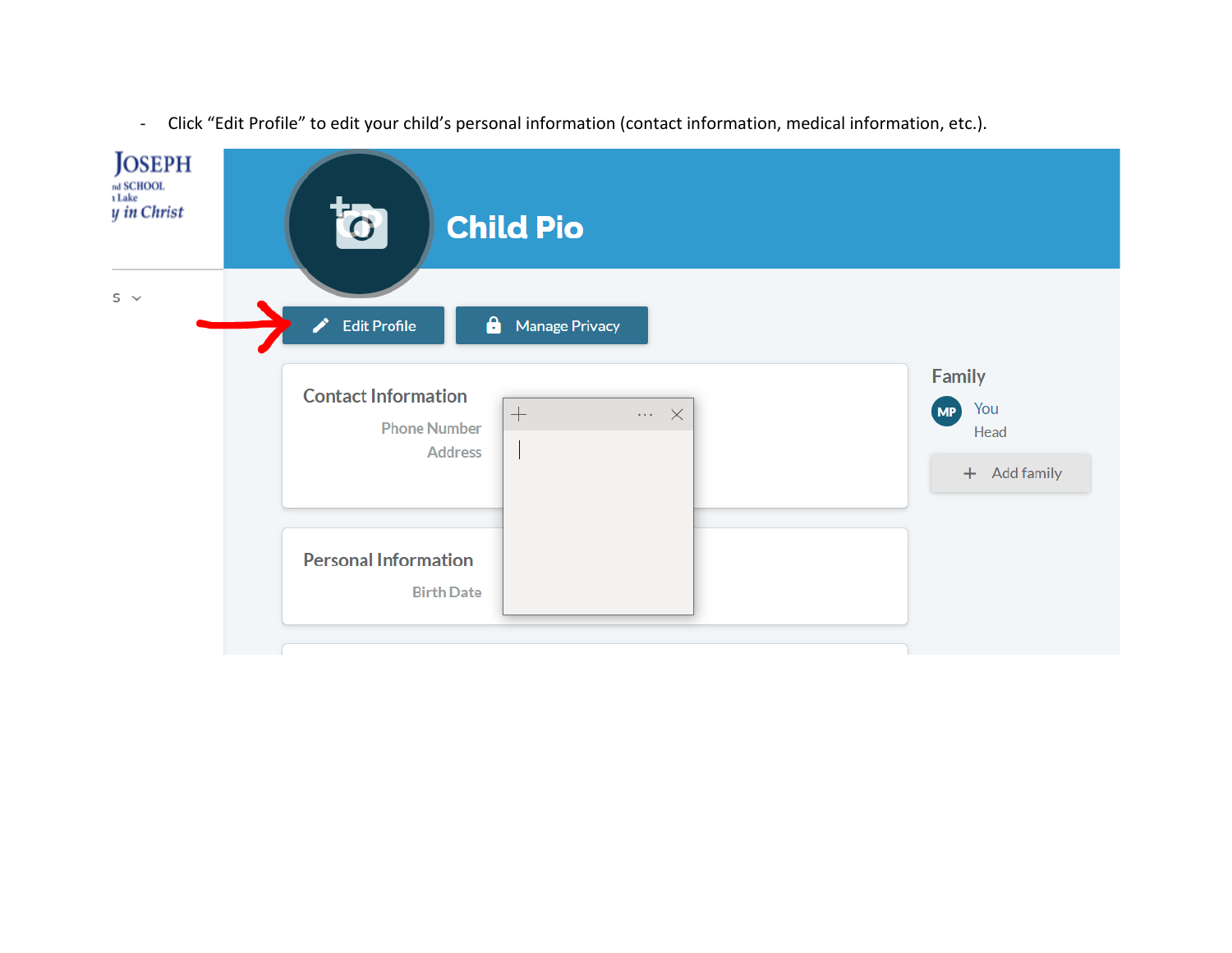- Click “Edit Profile” to edit your child’s personal information (contact information, medical information, etc.).

JOSEPH
SCHOOL
Lake
y in Christ

Child Pio

Edit Profile
Manage Privacy

Contact Information
Phone Number
Address

Personal Information
Birth Date

Family
You
Head
Add family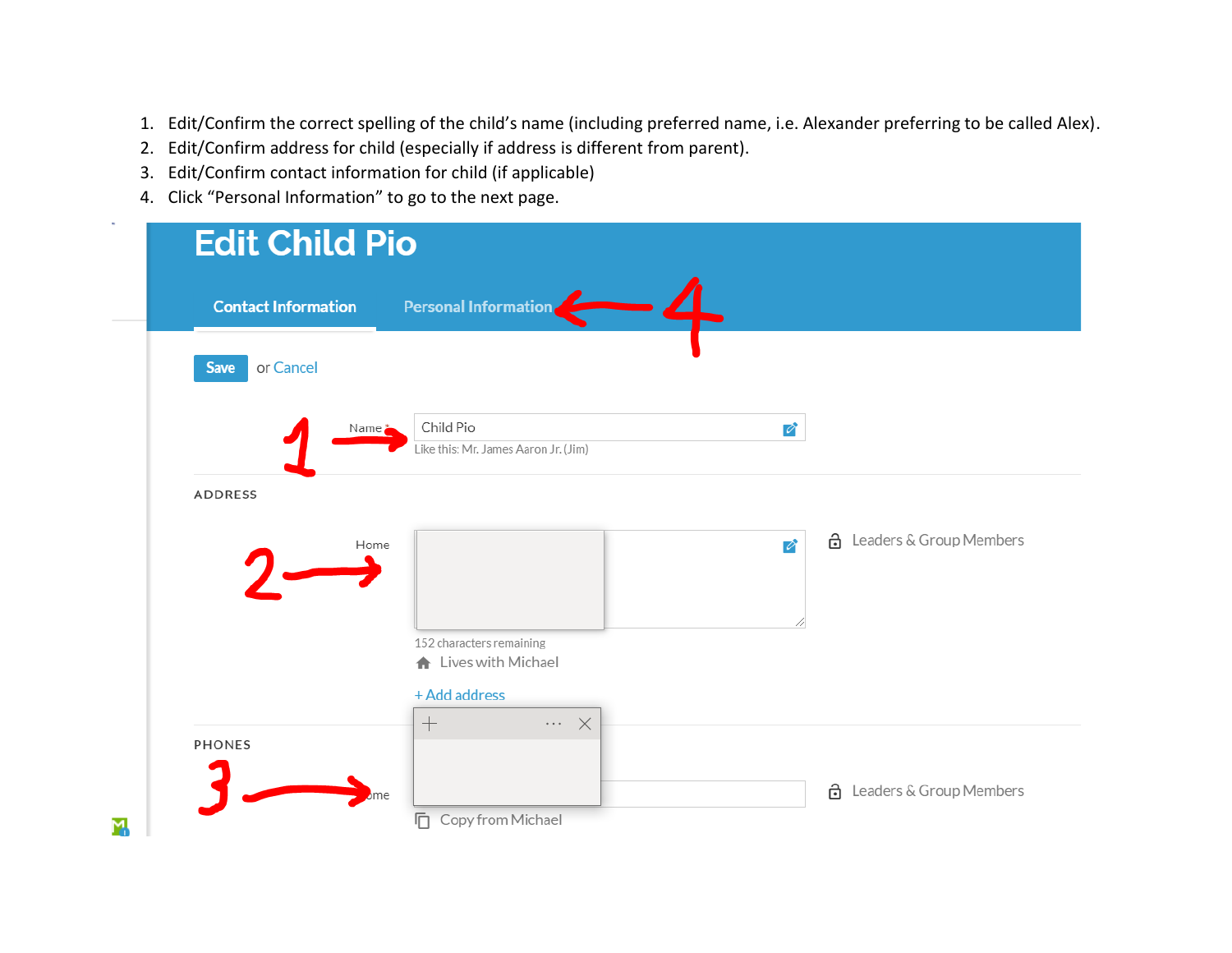1. Edit/Confirm the correct spelling of the child's name (including preferred name, i.e. Alexander preferring to be called Alex).
2. Edit/Confirm address for child (especially if address is different from parent).
3. Edit/Confirm contact information for child (if applicable)
4. Click "Personal Information" to go to the next page.

# Edit Child Pio

Contact Information    Personal Information ← 4

Save or Cancel

1 → Name * Child Pio

Like this: Mr. James Aaron Jr. (Jim)

ADDRESS

2 → Home

152 characters remaining

Lives with Michael

Leaders & Group Members

+ Add address

PHONES

3 → Home

Copy from Michael

Leaders & Group Members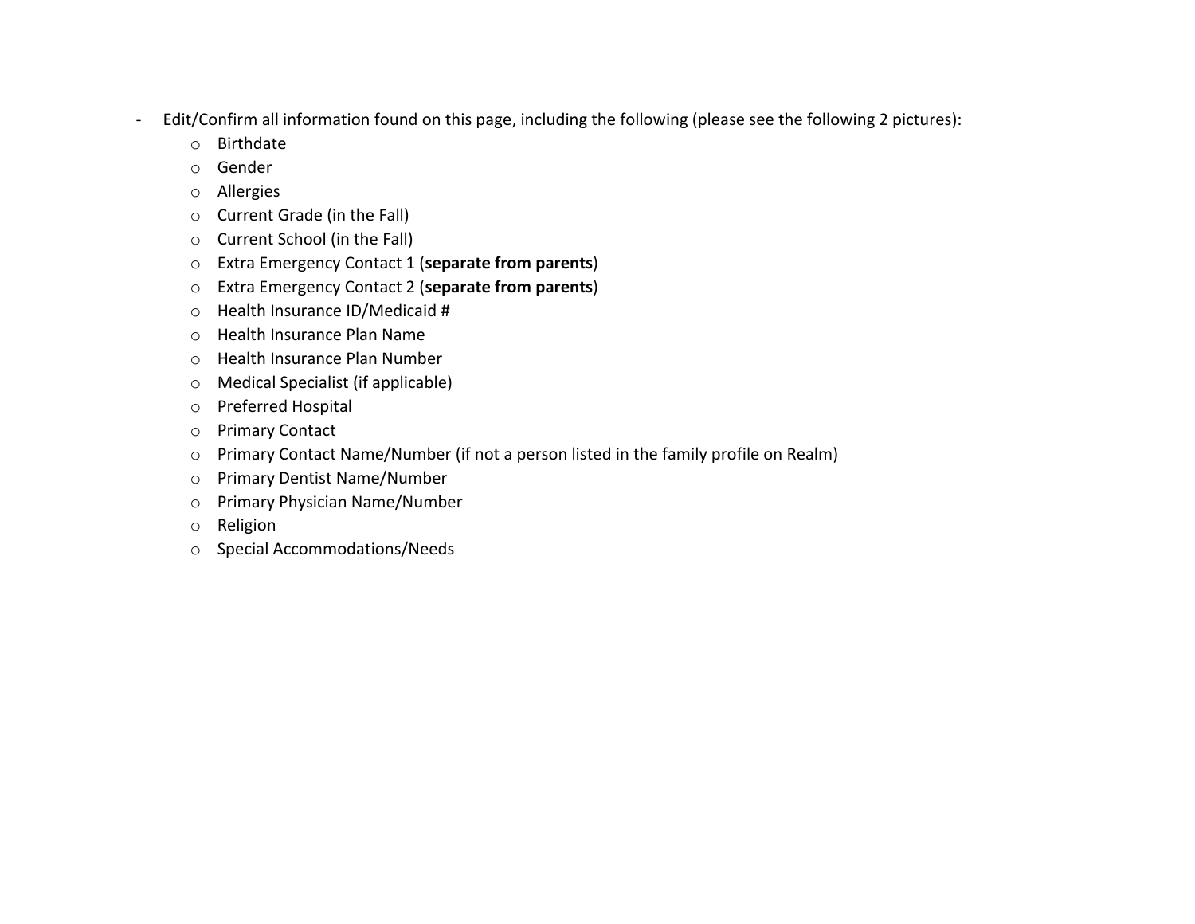- Edit/Confirm all information found on this page, including the following (please see the following 2 pictures):
  - Birthdate
  - Gender
  - Allergies
  - Current Grade (in the Fall)
  - Current School (in the Fall)
  - Extra Emergency Contact 1 (**separate from parents**)
  - Extra Emergency Contact 2 (**separate from parents**)
  - Health Insurance ID/Medicaid #
  - Health Insurance Plan Name
  - Health Insurance Plan Number
  - Medical Specialist (if applicable)
  - Preferred Hospital
  - Primary Contact
  - Primary Contact Name/Number (if not a person listed in the family profile on Realm)
  - Primary Dentist Name/Number
  - Primary Physician Name/Number
  - Religion
  - Special Accommodations/Needs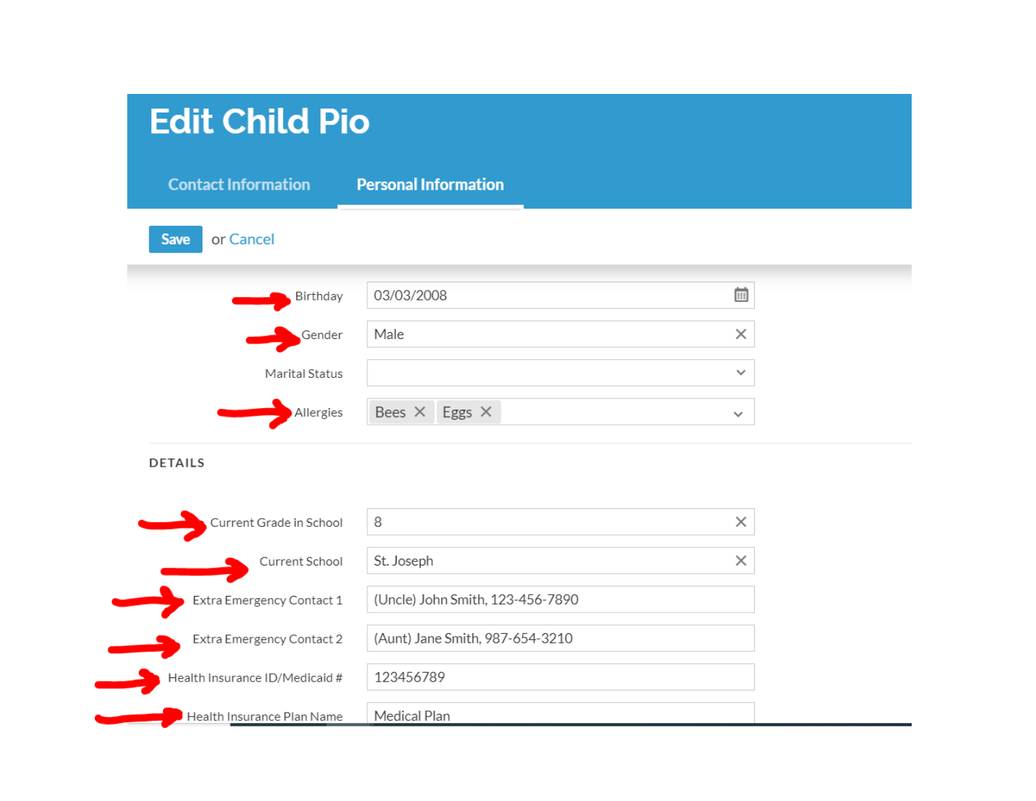# Edit Child Pio

Contact Information | **Personal Information**

**Save** or Cancel

| Field | Value |
| --- | --- |
| Birthday | 03/03/2008 |
| Gender | Male |
| Marital Status | |
| Allergies | Bees, Eggs |

## DETAILS

| Field | Value |
| --- | --- |
| Current Grade in School | 8 |
| Current School | St. Joseph |
| Extra Emergency Contact 1 | (Uncle) John Smith, 123-456-7890 |
| Extra Emergency Contact 2 | (Aunt) Jane Smith, 987-654-3210 |
| Health Insurance ID/Medicaid # | 123456789 |
| Health Insurance Plan Name | Medical Plan |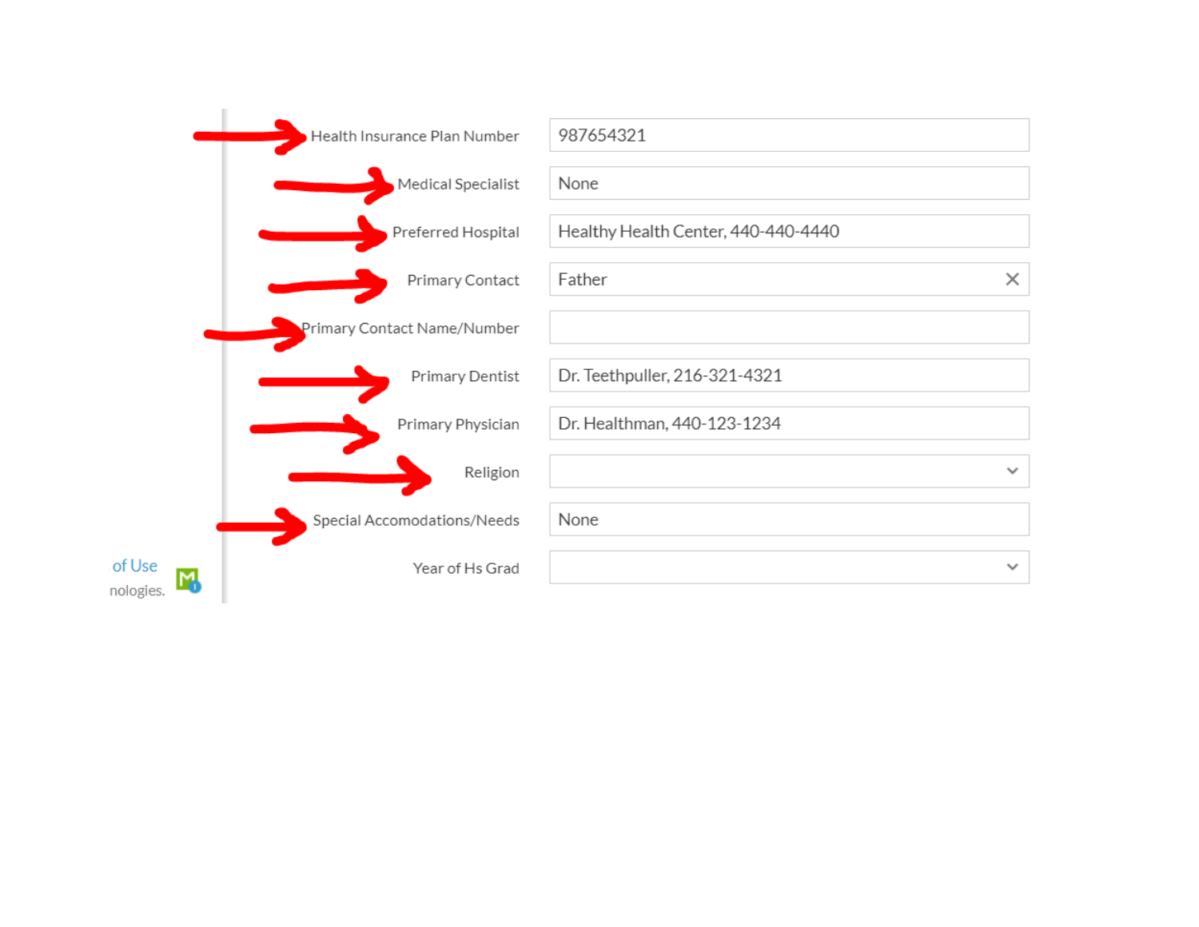| Field | Value |
| --- | --- |
| Health Insurance Plan Number | 987654321 |
| Medical Specialist | None |
| Preferred Hospital | Healthy Health Center, 440-440-4440 |
| Primary Contact | Father |
| Primary Contact Name/Number | |
| Primary Dentist | Dr. Teethpuller, 216-321-4321 |
| Primary Physician | Dr. Healthman, 440-123-1234 |
| Religion | |
| Special Accomodations/Needs | None |
| Year of Hs Grad | |

of Use

nologies.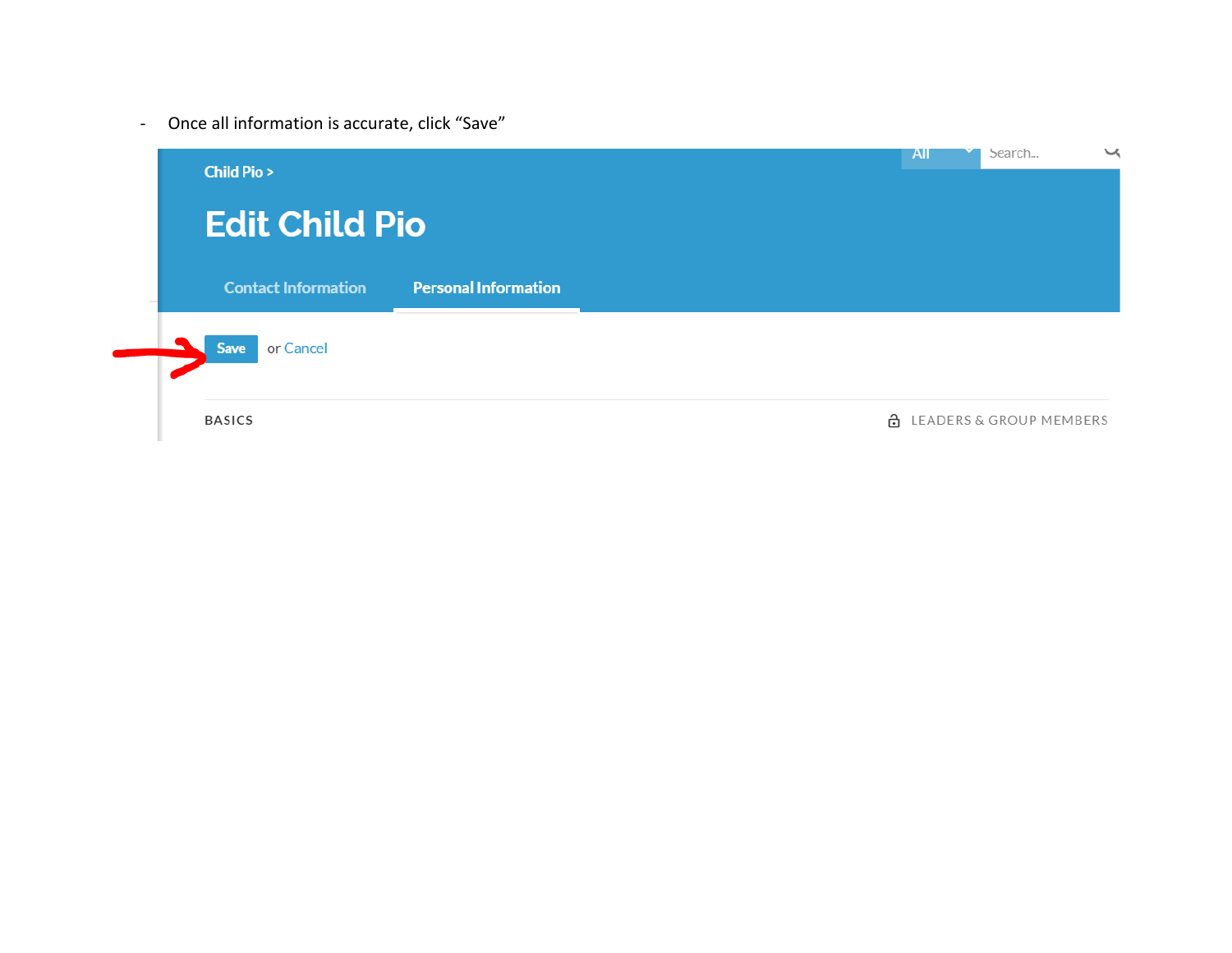- Once all information is accurate, click “Save”

Child Pio >

Edit Child Pio

Contact Information    Personal Information

Save or Cancel

BASICS    LEADERS & GROUP MEMBERS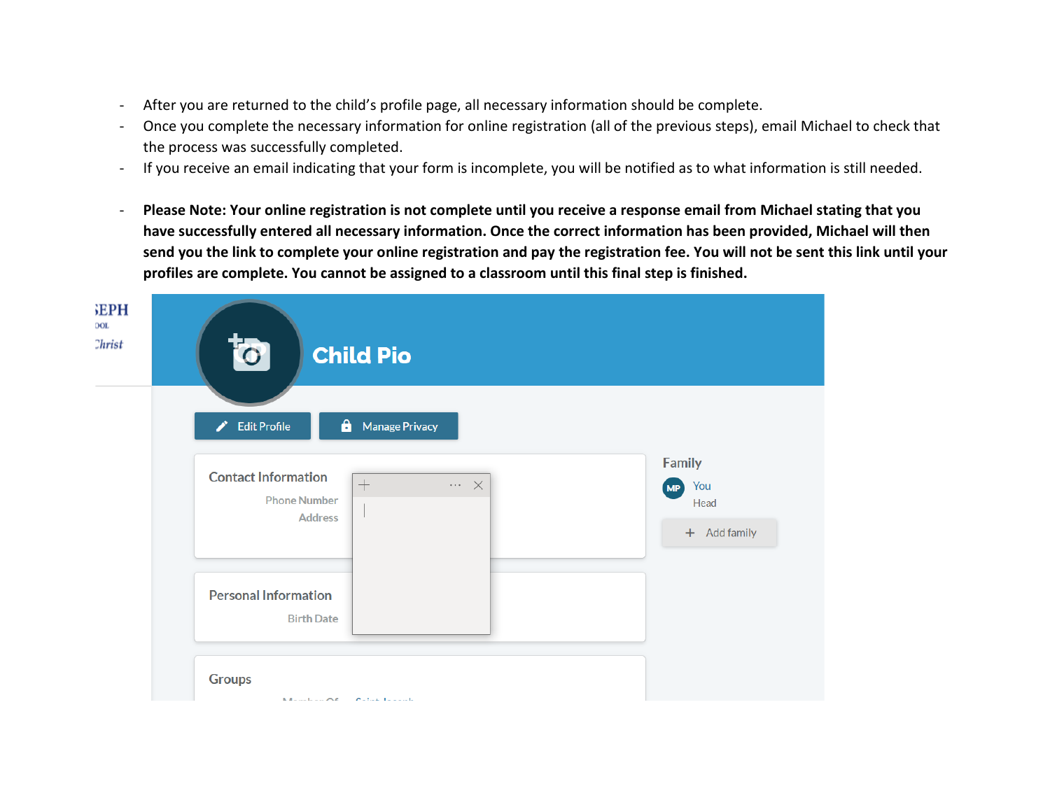- After you are returned to the child's profile page, all necessary information should be complete.
- Once you complete the necessary information for online registration (all of the previous steps), email Michael to check that the process was successfully completed.
- If you receive an email indicating that your form is incomplete, you will be notified as to what information is still needed.

- **Please Note: Your online registration is not complete until you receive a response email from Michael stating that you have successfully entered all necessary information. Once the correct information has been provided, Michael will then send you the link to complete your online registration and pay the registration fee. You will not be sent this link until your profiles are complete. You cannot be assigned to a classroom until this final step is finished.**